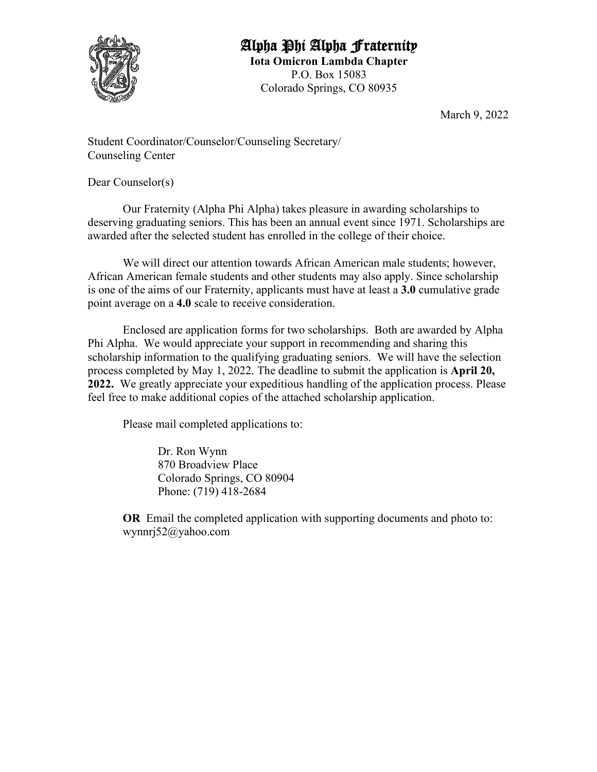# Alpha Phi Alpha Fraternity

**Iota Omicron Lambda Chapter**
P.O. Box 15083
Colorado Springs, CO 80935

March 9, 2022

Student Coordinator/Counselor/Counseling Secretary/
Counseling Center

Dear Counselor(s)

Our Fraternity (Alpha Phi Alpha) takes pleasure in awarding scholarships to deserving graduating seniors. This has been an annual event since 1971. Scholarships are awarded after the selected student has enrolled in the college of their choice.

We will direct our attention towards African American male students; however, African American female students and other students may also apply. Since scholarship is one of the aims of our Fraternity, applicants must have at least a **3.0** cumulative grade point average on a **4.0** scale to receive consideration.

Enclosed are application forms for two scholarships. Both are awarded by Alpha Phi Alpha. We would appreciate your support in recommending and sharing this scholarship information to the qualifying graduating seniors. We will have the selection process completed by May 1, 2022. The deadline to submit the application is **April 20, 2022.** We greatly appreciate your expeditious handling of the application process. Please feel free to make additional copies of the attached scholarship application.

Please mail completed applications to:

Dr. Ron Wynn
870 Broadview Place
Colorado Springs, CO 80904
Phone: (719) 418-2684

**OR** Email the completed application with supporting documents and photo to: wynnrj52@yahoo.com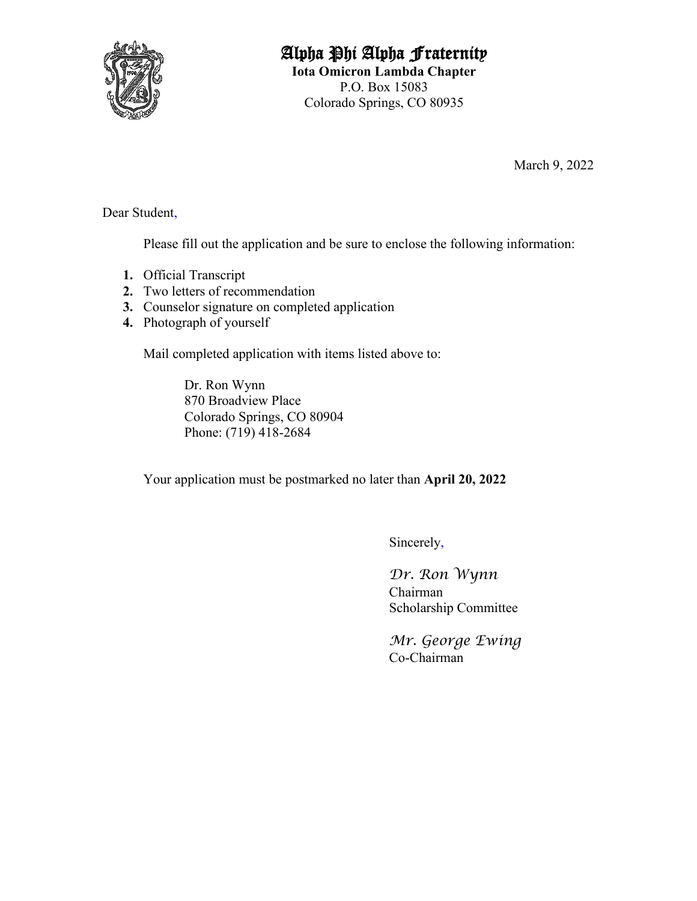# Alpha Phi Alpha Fraternity

**Iota Omicron Lambda Chapter**
P.O. Box 15083
Colorado Springs, CO 80935

March 9, 2022

Dear Student,

Please fill out the application and be sure to enclose the following information:

1. Official Transcript
2. Two letters of recommendation
3. Counselor signature on completed application
4. Photograph of yourself

Mail completed application with items listed above to:

Dr. Ron Wynn
870 Broadview Place
Colorado Springs, CO 80904
Phone: (719) 418-2684

Your application must be postmarked no later than **April 20, 2022**

Sincerely,

*Dr. Ron Wynn*
Chairman
Scholarship Committee

*Mr. George Ewing*
Co-Chairman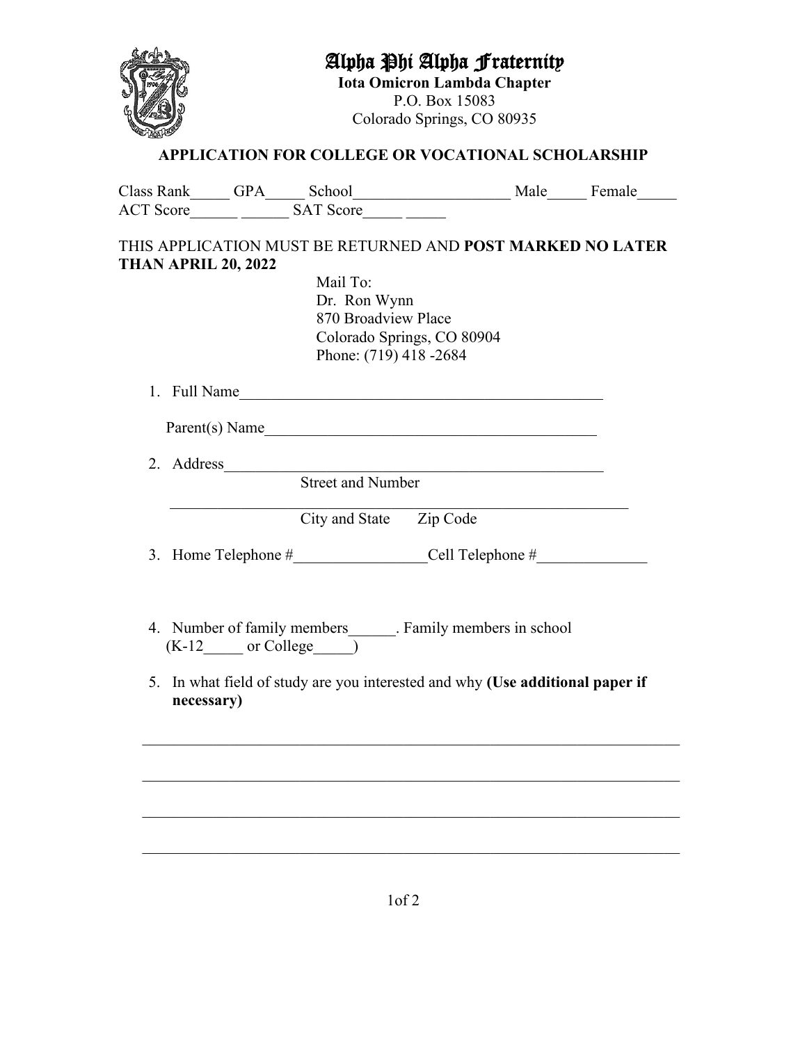# Alpha Phi Alpha Fraternity

**Iota Omicron Lambda Chapter**
P.O. Box 15083
Colorado Springs, CO 80935

## APPLICATION FOR COLLEGE OR VOCATIONAL SCHOLARSHIP

Class Rank_____ GPA_____ School____________________ Male_____ Female_____
ACT Score______ ______ SAT Score_____ _____

THIS APPLICATION MUST BE RETURNED AND **POST MARKED NO LATER THAN APRIL 20, 2022**

Mail To:
Dr. Ron Wynn
870 Broadview Place
Colorado Springs, CO 80904
Phone: (719) 418 -2684

1. Full Name_________________________________________________

   Parent(s) Name____________________________________________

2. Address_________________________________________________
   Street and Number

   ____________________________________________________________
   City and State Zip Code

3. Home Telephone #_________________Cell Telephone #______________

4. Number of family members______. Family members in school (K-12_____ or College_____)

5. In what field of study are you interested and why **(Use additional paper if necessary)**

________________________________________________________________________

________________________________________________________________________

________________________________________________________________________

________________________________________________________________________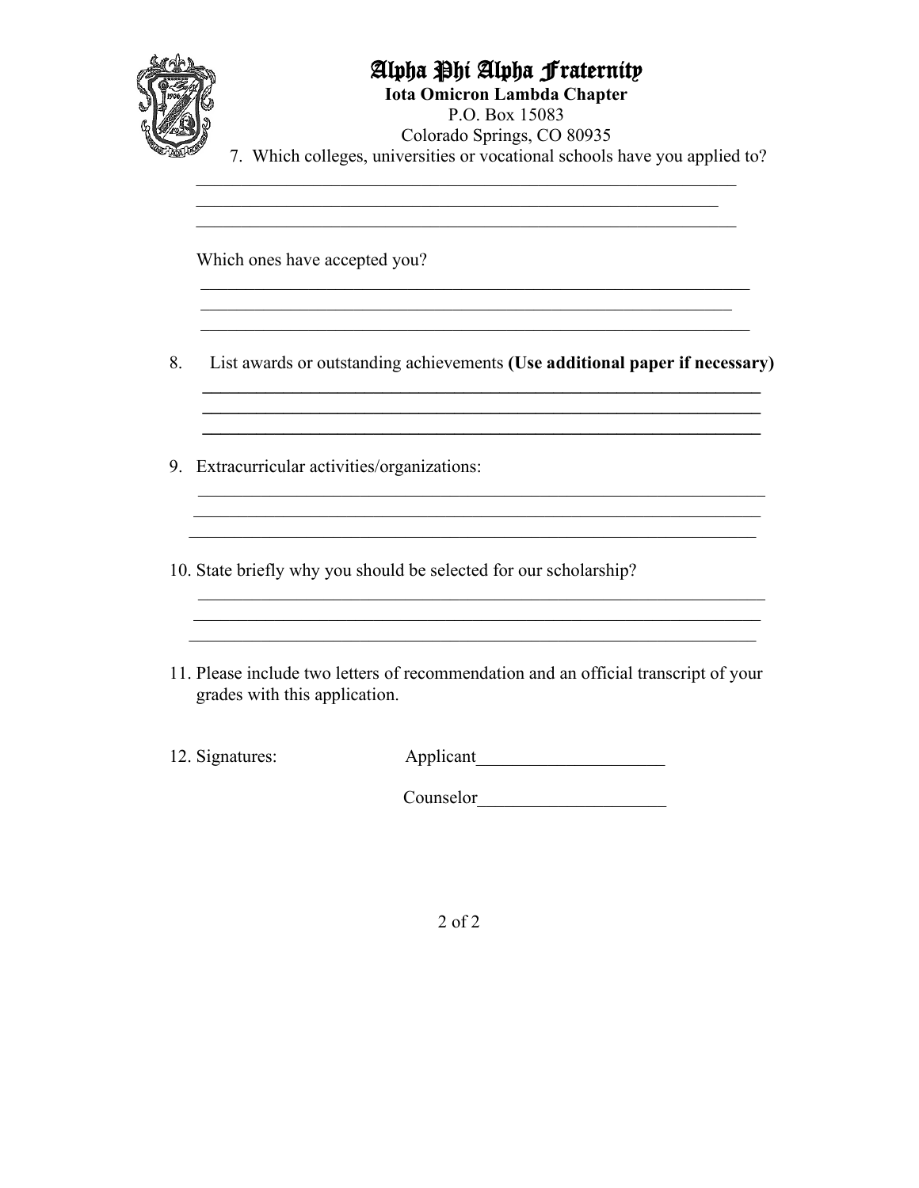# Alpha Phi Alpha Fraternity

**Iota Omicron Lambda Chapter**
P.O. Box 15083
Colorado Springs, CO 80935

7. Which colleges, universities or vocational schools have you applied to?

_______________________________________________________________
_______________________________________________________________
_______________________________________________________________

Which ones have accepted you?

_______________________________________________________________
_______________________________________________________________
_______________________________________________________________

8. List awards or outstanding achievements **(Use additional paper if necessary)**

_______________________________________________________________
_______________________________________________________________
_______________________________________________________________

9. Extracurricular activities/organizations:

_______________________________________________________________
_______________________________________________________________
_______________________________________________________________

10. State briefly why you should be selected for our scholarship?

_______________________________________________________________
_______________________________________________________________
_______________________________________________________________

11. Please include two letters of recommendation and an official transcript of your grades with this application.

12. Signatures: Applicant____________________

Counselor____________________